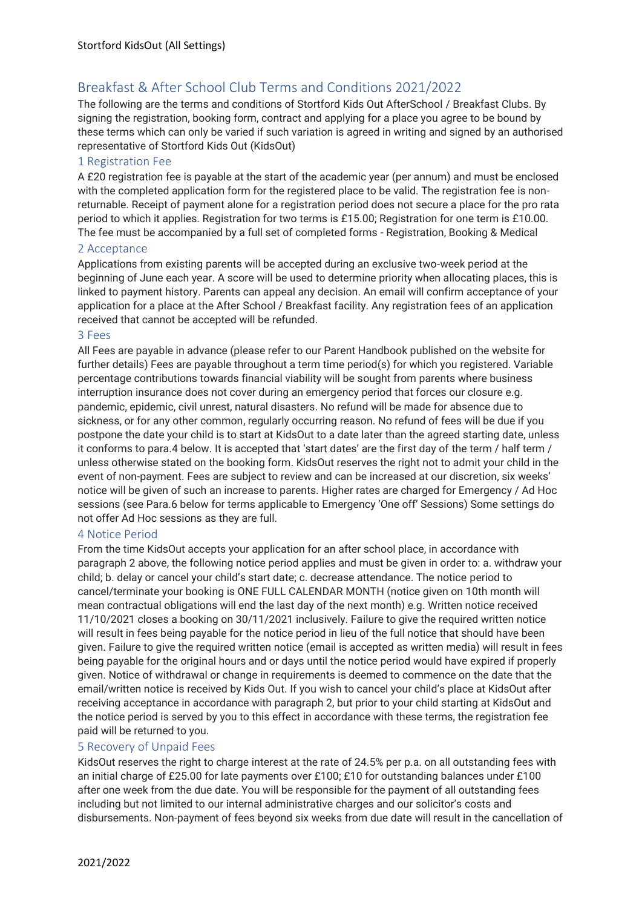# Breakfast & After School Club Terms and Conditions 2021/2022

The following are the terms and conditions of Stortford Kids Out AfterSchool / Breakfast Clubs. By signing the registration, booking form, contract and applying for a place you agree to be bound by these terms which can only be varied if such variation is agreed in writing and signed by an authorised representative of Stortford Kids Out (KidsOut)

## 1 Registration Fee

A £20 registration fee is payable at the start of the academic year (per annum) and must be enclosed with the completed application form for the registered place to be valid. The registration fee is non-returnable. Receipt of payment alone for a registration period does not secure a place for the pro rata period to which it applies. Registration for two terms is £15.00; Registration for one term is £10.00. The fee must be accompanied by a full set of completed forms - Registration, Booking & Medical

## 2 Acceptance

Applications from existing parents will be accepted during an exclusive two-week period at the beginning of June each year. A score will be used to determine priority when allocating places, this is linked to payment history. Parents can appeal any decision. An email will confirm acceptance of your application for a place at the After School / Breakfast facility. Any registration fees of an application received that cannot be accepted will be refunded.

## 3 Fees

All Fees are payable in advance (please refer to our Parent Handbook published on the website for further details) Fees are payable throughout a term time period(s) for which you registered. Variable percentage contributions towards financial viability will be sought from parents where business interruption insurance does not cover during an emergency period that forces our closure e.g. pandemic, epidemic, civil unrest, natural disasters. No refund will be made for absence due to sickness, or for any other common, regularly occurring reason. No refund of fees will be due if you postpone the date your child is to start at KidsOut to a date later than the agreed starting date, unless it conforms to para.4 below. It is accepted that 'start dates' are the first day of the term / half term / unless otherwise stated on the booking form. KidsOut reserves the right not to admit your child in the event of non-payment. Fees are subject to review and can be increased at our discretion, six weeks' notice will be given of such an increase to parents. Higher rates are charged for Emergency / Ad Hoc sessions (see Para.6 below for terms applicable to Emergency 'One off' Sessions) Some settings do not offer Ad Hoc sessions as they are full.

## 4 Notice Period

From the time KidsOut accepts your application for an after school place, in accordance with paragraph 2 above, the following notice period applies and must be given in order to: a. withdraw your child; b. delay or cancel your child's start date; c. decrease attendance. The notice period to cancel/terminate your booking is ONE FULL CALENDAR MONTH (notice given on 10th month will mean contractual obligations will end the last day of the next month) e.g. Written notice received 11/10/2021 closes a booking on 30/11/2021 inclusively. Failure to give the required written notice will result in fees being payable for the notice period in lieu of the full notice that should have been given. Failure to give the required written notice (email is accepted as written media) will result in fees being payable for the original hours and or days until the notice period would have expired if properly given. Notice of withdrawal or change in requirements is deemed to commence on the date that the email/written notice is received by Kids Out. If you wish to cancel your child's place at KidsOut after receiving acceptance in accordance with paragraph 2, but prior to your child starting at KidsOut and the notice period is served by you to this effect in accordance with these terms, the registration fee paid will be returned to you.

## 5 Recovery of Unpaid Fees

KidsOut reserves the right to charge interest at the rate of 24.5% per p.a. on all outstanding fees with an initial charge of £25.00 for late payments over £100; £10 for outstanding balances under £100 after one week from the due date. You will be responsible for the payment of all outstanding fees including but not limited to our internal administrative charges and our solicitor's costs and disbursements. Non-payment of fees beyond six weeks from due date will result in the cancellation of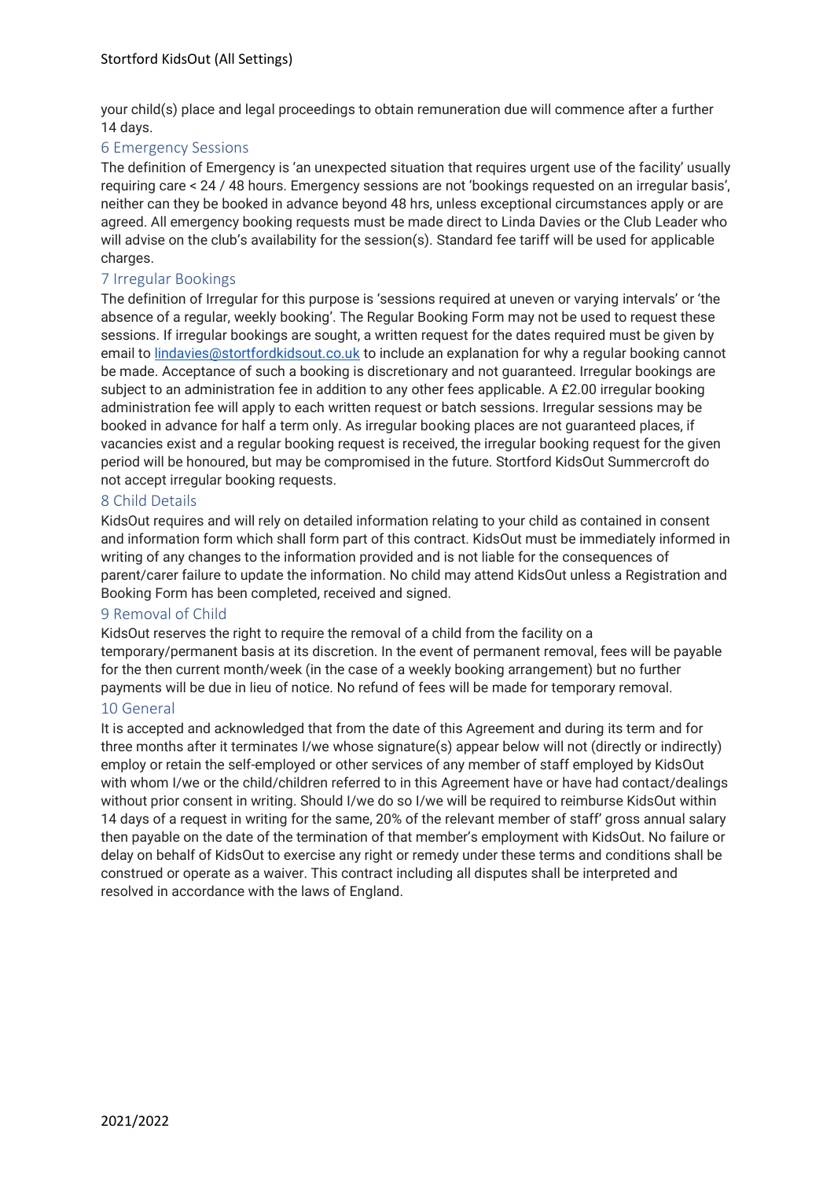your child(s) place and legal proceedings to obtain remuneration due will commence after a further 14 days.

## 6 Emergency Sessions

The definition of Emergency is 'an unexpected situation that requires urgent use of the facility' usually requiring care < 24 / 48 hours. Emergency sessions are not 'bookings requested on an irregular basis', neither can they be booked in advance beyond 48 hrs, unless exceptional circumstances apply or are agreed. All emergency booking requests must be made direct to Linda Davies or the Club Leader who will advise on the club's availability for the session(s). Standard fee tariff will be used for applicable charges.

## 7 Irregular Bookings

The definition of Irregular for this purpose is 'sessions required at uneven or varying intervals' or 'the absence of a regular, weekly booking'. The Regular Booking Form may not be used to request these sessions. If irregular bookings are sought, a written request for the dates required must be given by email to [lindavies@stortfordkidsout.co.uk](mailto:lindavies@stortfordkidsout.co.uk) to include an explanation for why a regular booking cannot be made. Acceptance of such a booking is discretionary and not guaranteed. Irregular bookings are subject to an administration fee in addition to any other fees applicable. A £2.00 irregular booking administration fee will apply to each written request or batch sessions. Irregular sessions may be booked in advance for half a term only. As irregular booking places are not guaranteed places, if vacancies exist and a regular booking request is received, the irregular booking request for the given period will be honoured, but may be compromised in the future. Stortford KidsOut Summercroft do not accept irregular booking requests.

## 8 Child Details

KidsOut requires and will rely on detailed information relating to your child as contained in consent and information form which shall form part of this contract. KidsOut must be immediately informed in writing of any changes to the information provided and is not liable for the consequences of parent/carer failure to update the information. No child may attend KidsOut unless a Registration and Booking Form has been completed, received and signed.

## 9 Removal of Child

KidsOut reserves the right to require the removal of a child from the facility on a temporary/permanent basis at its discretion. In the event of permanent removal, fees will be payable for the then current month/week (in the case of a weekly booking arrangement) but no further payments will be due in lieu of notice. No refund of fees will be made for temporary removal.

## 10 General

It is accepted and acknowledged that from the date of this Agreement and during its term and for three months after it terminates I/we whose signature(s) appear below will not (directly or indirectly) employ or retain the self-employed or other services of any member of staff employed by KidsOut with whom I/we or the child/children referred to in this Agreement have or have had contact/dealings without prior consent in writing. Should I/we do so I/we will be required to reimburse KidsOut within 14 days of a request in writing for the same, 20% of the relevant member of staff' gross annual salary then payable on the date of the termination of that member's employment with KidsOut. No failure or delay on behalf of KidsOut to exercise any right or remedy under these terms and conditions shall be construed or operate as a waiver. This contract including all disputes shall be interpreted and resolved in accordance with the laws of England.